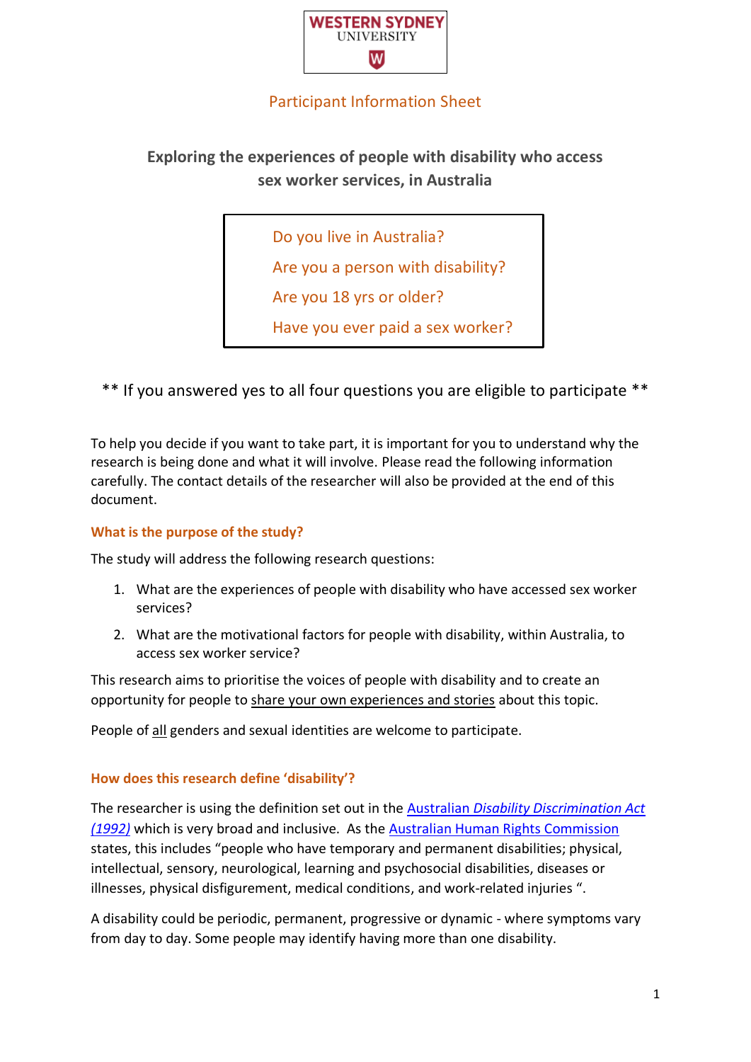WESTERN SYDNEY UNIVERSITY

## Participant Information Sheet

# Exploring the experiences of people with disability who access sex worker services, in Australia

| |
|---|
| Do you live in Australia? |
| Are you a person with disability? |
| Are you 18 yrs or older? |
| Have you ever paid a sex worker? |

** If you answered yes to all four questions you are eligible to participate **

To help you decide if you want to take part, it is important for you to understand why the research is being done and what it will involve. Please read the following information carefully. The contact details of the researcher will also be provided at the end of this document.

### What is the purpose of the study?

The study will address the following research questions:

1. What are the experiences of people with disability who have accessed sex worker services?
2. What are the motivational factors for people with disability, within Australia, to access sex worker service?

This research aims to prioritise the voices of people with disability and to create an opportunity for people to share your own experiences and stories about this topic.

People of all genders and sexual identities are welcome to participate.

### How does this research define 'disability'?

The researcher is using the definition set out in the Australian *Disability Discrimination Act (1992)* which is very broad and inclusive. As the Australian Human Rights Commission states, this includes "people who have temporary and permanent disabilities; physical, intellectual, sensory, neurological, learning and psychosocial disabilities, diseases or illnesses, physical disfigurement, medical conditions, and work-related injuries ".

A disability could be periodic, permanent, progressive or dynamic - where symptoms vary from day to day. Some people may identify having more than one disability.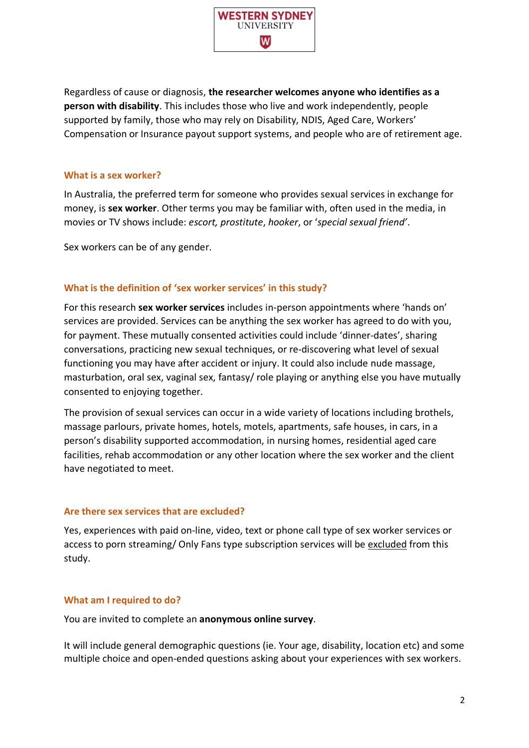Regardless of cause or diagnosis, **the researcher welcomes anyone who identifies as a person with disability**. This includes those who live and work independently, people supported by family, those who may rely on Disability, NDIS, Aged Care, Workers' Compensation or Insurance payout support systems, and people who are of retirement age.

### What is a sex worker?

In Australia, the preferred term for someone who provides sexual services in exchange for money, is **sex worker**. Other terms you may be familiar with, often used in the media, in movies or TV shows include: *escort, prostitute*, *hooker*, or '*special sexual friend*'.

Sex workers can be of any gender.

### What is the definition of 'sex worker services' in this study?

For this research **sex worker services** includes in-person appointments where 'hands on' services are provided. Services can be anything the sex worker has agreed to do with you, for payment. These mutually consented activities could include 'dinner-dates', sharing conversations, practicing new sexual techniques, or re-discovering what level of sexual functioning you may have after accident or injury. It could also include nude massage, masturbation, oral sex, vaginal sex, fantasy/ role playing or anything else you have mutually consented to enjoying together.

The provision of sexual services can occur in a wide variety of locations including brothels, massage parlours, private homes, hotels, motels, apartments, safe houses, in cars, in a person's disability supported accommodation, in nursing homes, residential aged care facilities, rehab accommodation or any other location where the sex worker and the client have negotiated to meet.

### Are there sex services that are excluded?

Yes, experiences with paid on-line, video, text or phone call type of sex worker services or access to porn streaming/ Only Fans type subscription services will be <u>excluded</u> from this study.

### What am I required to do?

You are invited to complete an **anonymous online survey**.

It will include general demographic questions (ie. Your age, disability, location etc) and some multiple choice and open-ended questions asking about your experiences with sex workers.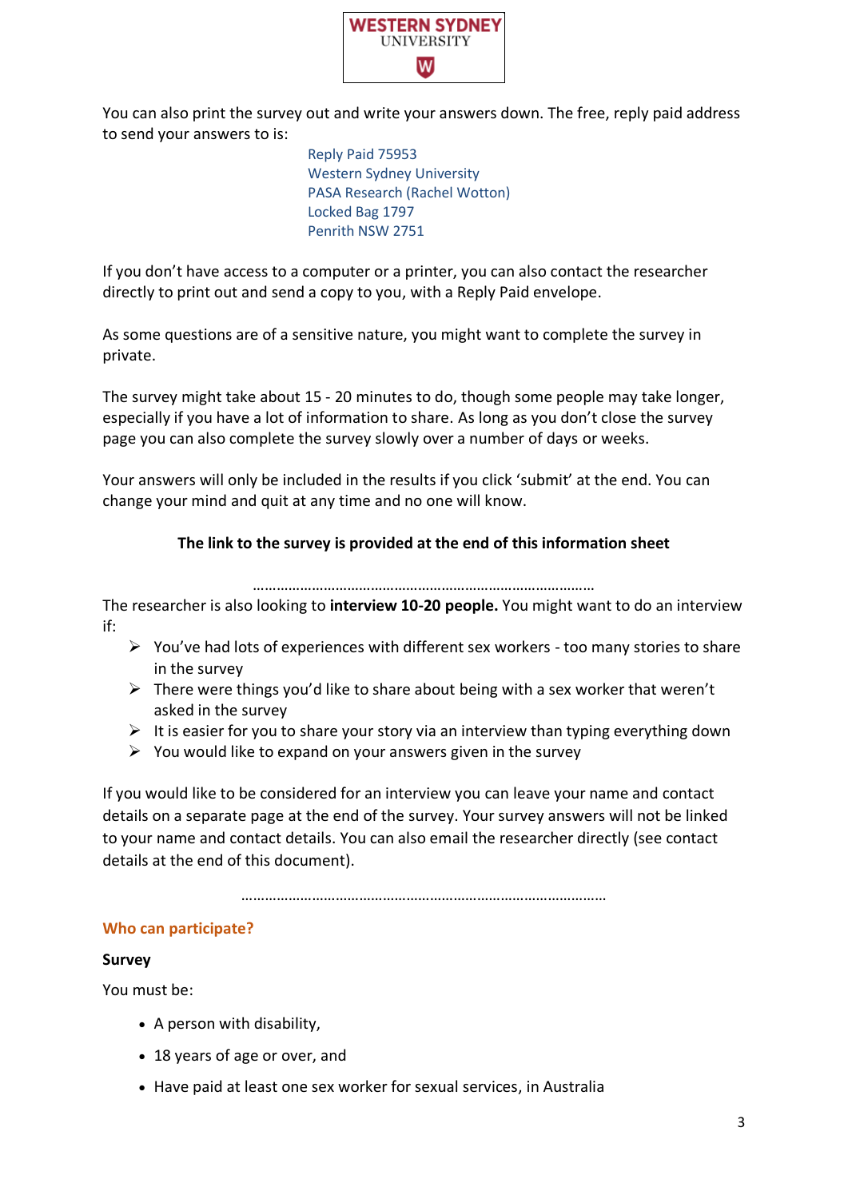You can also print the survey out and write your answers down. The free, reply paid address to send your answers to is:

Reply Paid 75953
Western Sydney University
PASA Research (Rachel Wotton)
Locked Bag 1797
Penrith NSW 2751

If you don't have access to a computer or a printer, you can also contact the researcher directly to print out and send a copy to you, with a Reply Paid envelope.

As some questions are of a sensitive nature, you might want to complete the survey in private.

The survey might take about 15 - 20 minutes to do, though some people may take longer, especially if you have a lot of information to share. As long as you don't close the survey page you can also complete the survey slowly over a number of days or weeks.

Your answers will only be included in the results if you click 'submit' at the end. You can change your mind and quit at any time and no one will know.

**The link to the survey is provided at the end of this information sheet**

……………………………………………………………………………

The researcher is also looking to **interview 10-20 people.** You might want to do an interview if:

- You've had lots of experiences with different sex workers - too many stories to share in the survey
- There were things you'd like to share about being with a sex worker that weren't asked in the survey
- It is easier for you to share your story via an interview than typing everything down
- You would like to expand on your answers given in the survey

If you would like to be considered for an interview you can leave your name and contact details on a separate page at the end of the survey. Your survey answers will not be linked to your name and contact details. You can also email the researcher directly (see contact details at the end of this document).

………………………………………………………………………………

## Who can participate?

**Survey**

You must be:

- A person with disability,
- 18 years of age or over, and
- Have paid at least one sex worker for sexual services, in Australia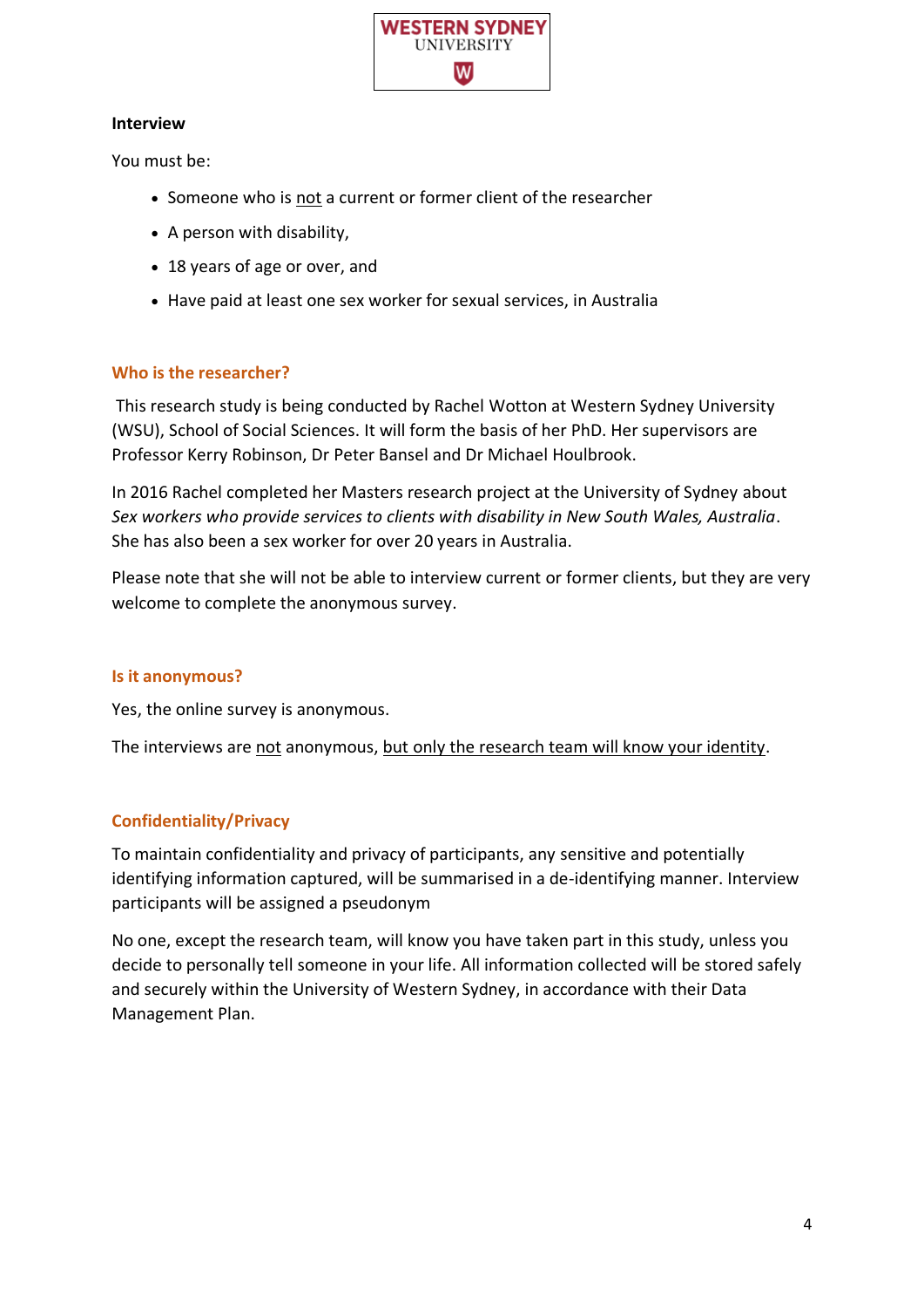**Interview**

You must be:

- Someone who is <u>not</u> a current or former client of the researcher
- A person with disability,
- 18 years of age or over, and
- Have paid at least one sex worker for sexual services, in Australia

## Who is the researcher?

This research study is being conducted by Rachel Wotton at Western Sydney University (WSU), School of Social Sciences. It will form the basis of her PhD. Her supervisors are Professor Kerry Robinson, Dr Peter Bansel and Dr Michael Houlbrook.

In 2016 Rachel completed her Masters research project at the University of Sydney about *Sex workers who provide services to clients with disability in New South Wales, Australia*. She has also been a sex worker for over 20 years in Australia.

Please note that she will not be able to interview current or former clients, but they are very welcome to complete the anonymous survey.

## Is it anonymous?

Yes, the online survey is anonymous.

The interviews are <u>not</u> anonymous, <u>but only the research team will know your identity</u>.

## Confidentiality/Privacy

To maintain confidentiality and privacy of participants, any sensitive and potentially identifying information captured, will be summarised in a de-identifying manner. Interview participants will be assigned a pseudonym

No one, except the research team, will know you have taken part in this study, unless you decide to personally tell someone in your life. All information collected will be stored safely and securely within the University of Western Sydney, in accordance with their Data Management Plan.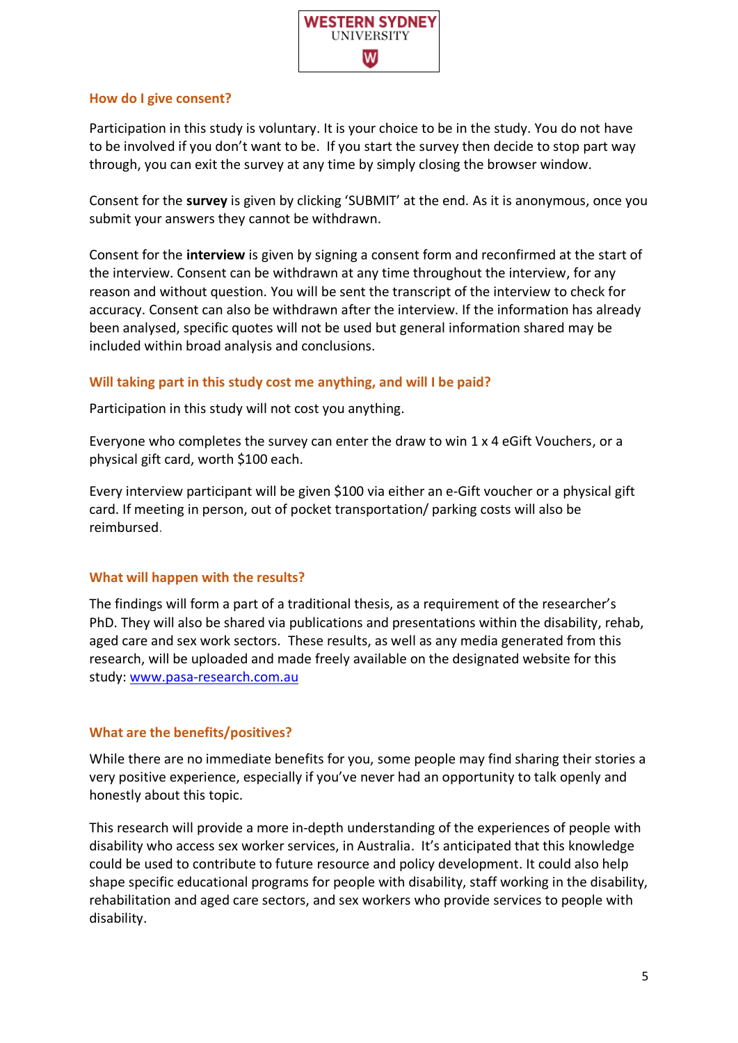### How do I give consent?

Participation in this study is voluntary. It is your choice to be in the study. You do not have to be involved if you don't want to be. If you start the survey then decide to stop part way through, you can exit the survey at any time by simply closing the browser window.

Consent for the **survey** is given by clicking 'SUBMIT' at the end. As it is anonymous, once you submit your answers they cannot be withdrawn.

Consent for the **interview** is given by signing a consent form and reconfirmed at the start of the interview. Consent can be withdrawn at any time throughout the interview, for any reason and without question. You will be sent the transcript of the interview to check for accuracy. Consent can also be withdrawn after the interview. If the information has already been analysed, specific quotes will not be used but general information shared may be included within broad analysis and conclusions.

### Will taking part in this study cost me anything, and will I be paid?

Participation in this study will not cost you anything.

Everyone who completes the survey can enter the draw to win 1 x 4 eGift Vouchers, or a physical gift card, worth $100 each.

Every interview participant will be given $100 via either an e-Gift voucher or a physical gift card. If meeting in person, out of pocket transportation/ parking costs will also be reimbursed.

### What will happen with the results?

The findings will form a part of a traditional thesis, as a requirement of the researcher's PhD. They will also be shared via publications and presentations within the disability, rehab, aged care and sex work sectors. These results, as well as any media generated from this research, will be uploaded and made freely available on the designated website for this study: [www.pasa-research.com.au](http://www.pasa-research.com.au)

### What are the benefits/positives?

While there are no immediate benefits for you, some people may find sharing their stories a very positive experience, especially if you've never had an opportunity to talk openly and honestly about this topic.

This research will provide a more in-depth understanding of the experiences of people with disability who access sex worker services, in Australia. It's anticipated that this knowledge could be used to contribute to future resource and policy development. It could also help shape specific educational programs for people with disability, staff working in the disability, rehabilitation and aged care sectors, and sex workers who provide services to people with disability.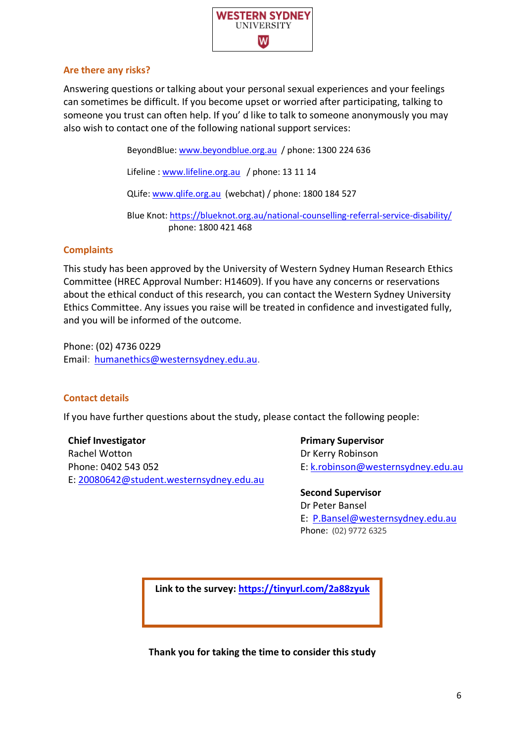WESTERN SYDNEY UNIVERSITY

## Are there any risks?

Answering questions or talking about your personal sexual experiences and your feelings can sometimes be difficult. If you become upset or worried after participating, talking to someone you trust can often help. If you' d like to talk to someone anonymously you may also wish to contact one of the following national support services:

BeyondBlue: www.beyondblue.org.au / phone: 1300 224 636

Lifeline : www.lifeline.org.au / phone: 13 11 14

QLife: www.qlife.org.au (webchat) / phone: 1800 184 527

Blue Knot: https://blueknot.org.au/national-counselling-referral-service-disability/
phone: 1800 421 468

## Complaints

This study has been approved by the University of Western Sydney Human Research Ethics Committee (HREC Approval Number: H14609). If you have any concerns or reservations about the ethical conduct of this research, you can contact the Western Sydney University Ethics Committee. Any issues you raise will be treated in confidence and investigated fully, and you will be informed of the outcome.

Phone: (02) 4736 0229
Email: humanethics@westernsydney.edu.au.

## Contact details

If you have further questions about the study, please contact the following people:

**Chief Investigator**
Rachel Wotton
Phone: 0402 543 052
E: 20080642@student.westernsydney.edu.au

**Primary Supervisor**
Dr Kerry Robinson
E: k.robinson@westernsydney.edu.au

**Second Supervisor**
Dr Peter Bansel
E: P.Bansel@westernsydney.edu.au
Phone: (02) 9772 6325

**Link to the survey: https://tinyurl.com/2a88zyuk**

**Thank you for taking the time to consider this study**